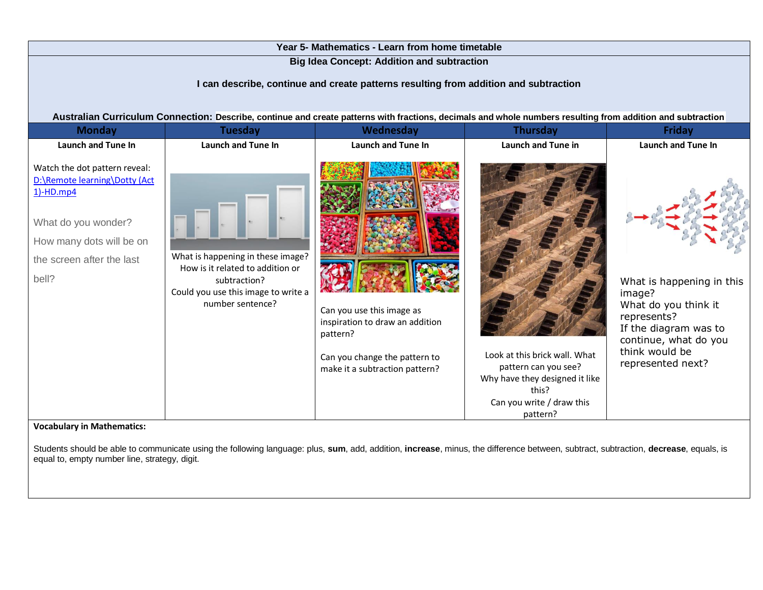# Year 5- Mathematics - Learn from home timetable

## Big Idea Concept: Addition and subtraction

**I can describe, continue and create patterns resulting from addition and subtraction**

**Australian Curriculum Connection: Describe, continue and create patterns with fractions, decimals and whole numbers resulting from addition and subtraction**

| Monday | Tuesday | Wednesday | Thursday | Friday |
|---|---|---|---|---|
| **Launch and Tune In** | **Launch and Tune In** | **Launch and Tune In** | **Launch and Tune in** | **Launch and Tune In** |
| Watch the dot pattern reveal: [D:\Remote learning\Dotty (Act 1)-HD.mp4](D:\Remote learning\Dotty (Act 1)-HD.mp4)<br><br>What do you wonder?<br>How many dots will be on the screen after the last bell? | What is happening in these image?<br>How is it related to addition or subtraction?<br>Could you use this image to write a number sentence? | Can you use this image as inspiration to draw an addition pattern?<br><br>Can you change the pattern to make it a subtraction pattern? | Look at this brick wall. What pattern can you see?<br>Why have they designed it like this?<br>Can you write / draw this pattern? | What is happening in this image?<br>What do you think it represents?<br>If the diagram was to continue, what do you think would be represented next? |

**Vocabulary in Mathematics:**

Students should be able to communicate using the following language: plus, **sum**, add, addition, **increase**, minus, the difference between, subtract, subtraction, **decrease**, equals, is equal to, empty number line, strategy, digit.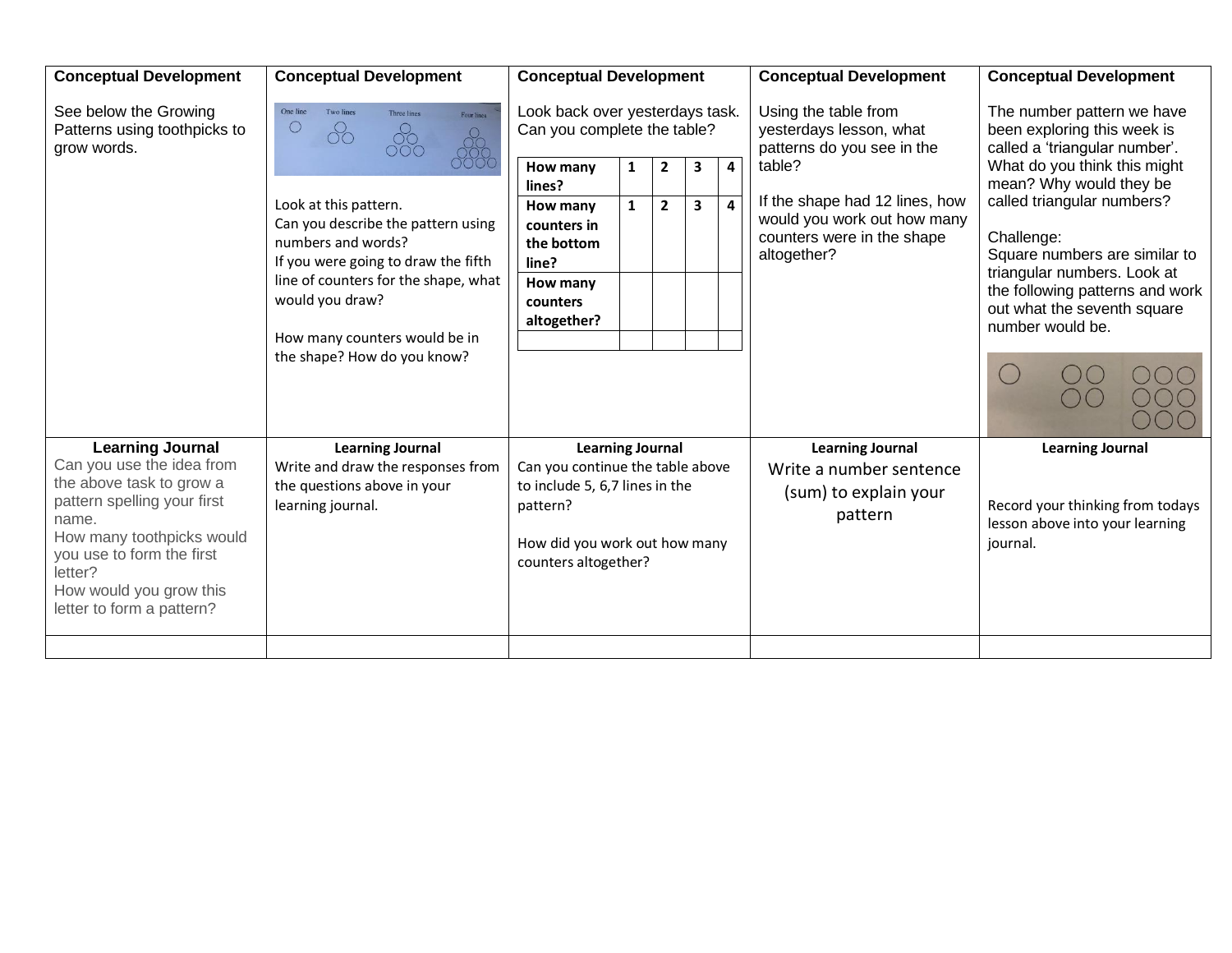| Conceptual Development | Conceptual Development | Conceptual Development | Conceptual Development | Conceptual Development |
|---|---|---|---|---|
| See below the Growing Patterns using toothpicks to grow words. | One line / Two lines / Three lines / Four lines<br><br>Look at this pattern.<br>Can you describe the pattern using numbers and words?<br>If you were going to draw the fifth line of counters for the shape, what would you draw?<br><br>How many counters would be in the shape? How do you know? | Look back over yesterdays task. Can you complete the table?<br><br>**How many lines?** — 1, 2, 3, 4<br>**How many counters in the bottom line?** — 1, 2, 3, 4<br>**How many counters altogether?** — (blank) | Using the table from yesterdays lesson, what patterns do you see in the table?<br><br>If the shape had 12 lines, how would you work out how many counters were in the shape altogether? | The number pattern we have been exploring this week is called a 'triangular number'. What do you think this might mean? Why would they be called triangular numbers?<br><br>Challenge:<br>Square numbers are similar to triangular numbers. Look at the following patterns and work out what the seventh square number would be. |
| **Learning Journal**<br>Can you use the idea from the above task to grow a pattern spelling your first name.<br>How many toothpicks would you use to form the first letter?<br>How would you grow this letter to form a pattern? | **Learning Journal**<br>Write and draw the responses from the questions above in your learning journal. | **Learning Journal**<br>Can you continue the table above to include 5, 6,7 lines in the pattern?<br><br>How did you work out how many counters altogether? | **Learning Journal**<br>Write a number sentence (sum) to explain your pattern | **Learning Journal**<br><br>Record your thinking from todays lesson above into your learning journal. |
| | | | | |

| How many lines? | 1 | 2 | 3 | 4 |
|---|---|---|---|---|
| How many counters in the bottom line? | 1 | 2 | 3 | 4 |
| How many counters altogether? | | | | |
| | | | | |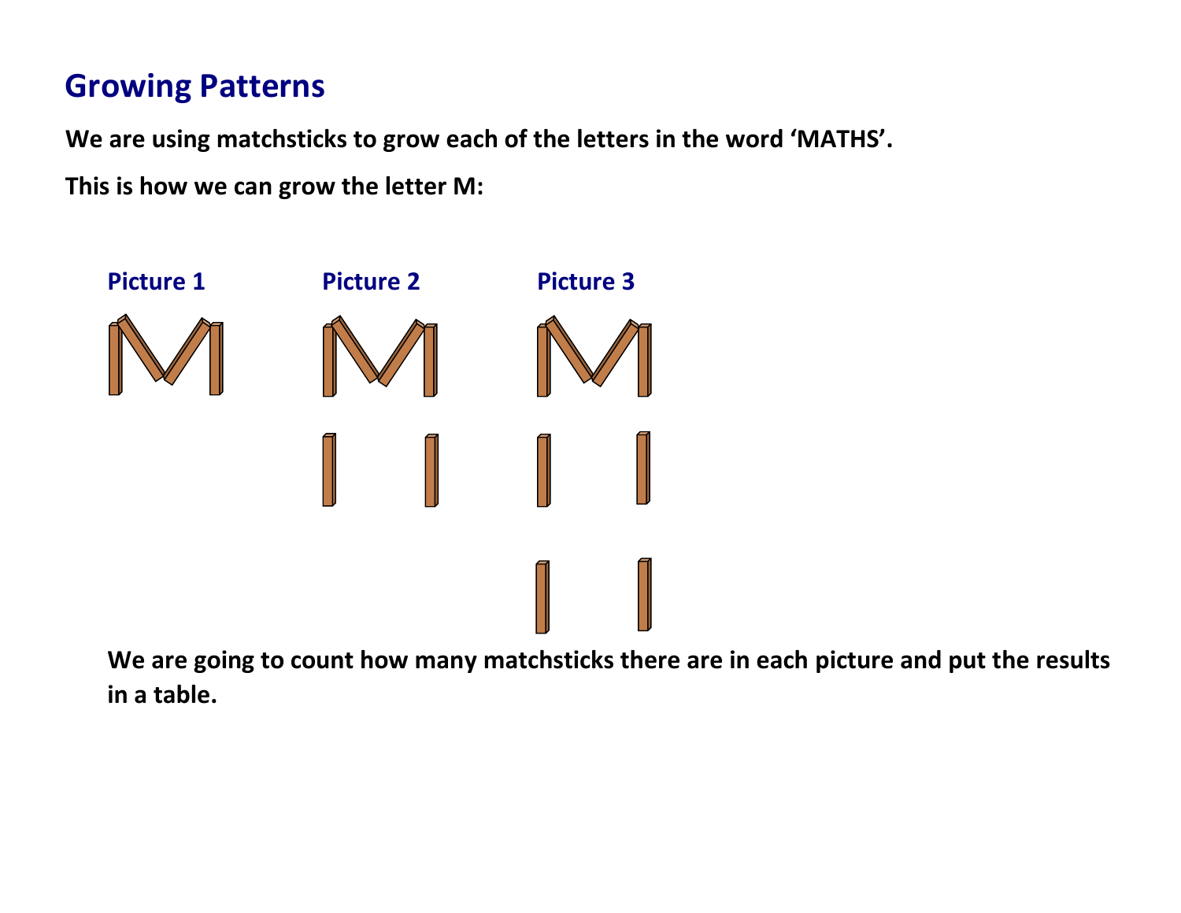# Growing Patterns

**We are using matchsticks to grow each of the letters in the word 'MATHS'.**

**This is how we can grow the letter M:**

**Picture 1** **Picture 2** **Picture 3**

**We are going to count how many matchsticks there are in each picture and put the results in a table.**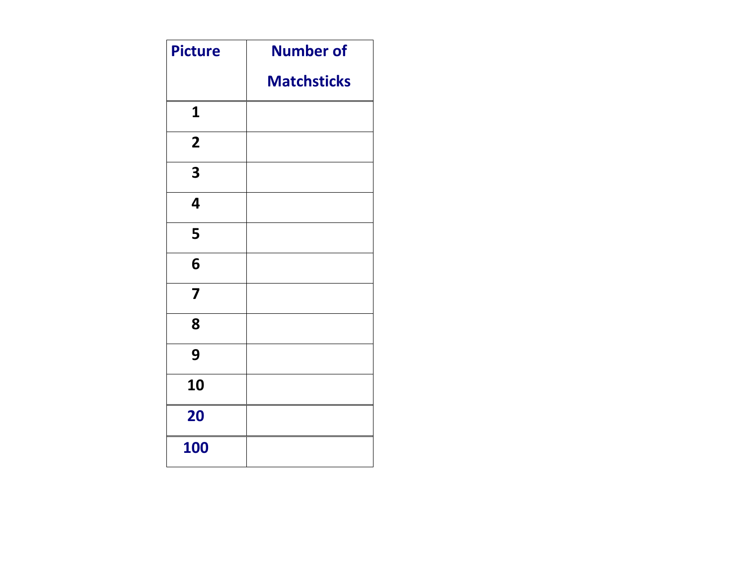| Picture | Number of Matchsticks |
|---|---|
| 1 | |
| 2 | |
| 3 | |
| 4 | |
| 5 | |
| 6 | |
| 7 | |
| 8 | |
| 9 | |
| 10 | |
| 20 | |
| 100 | |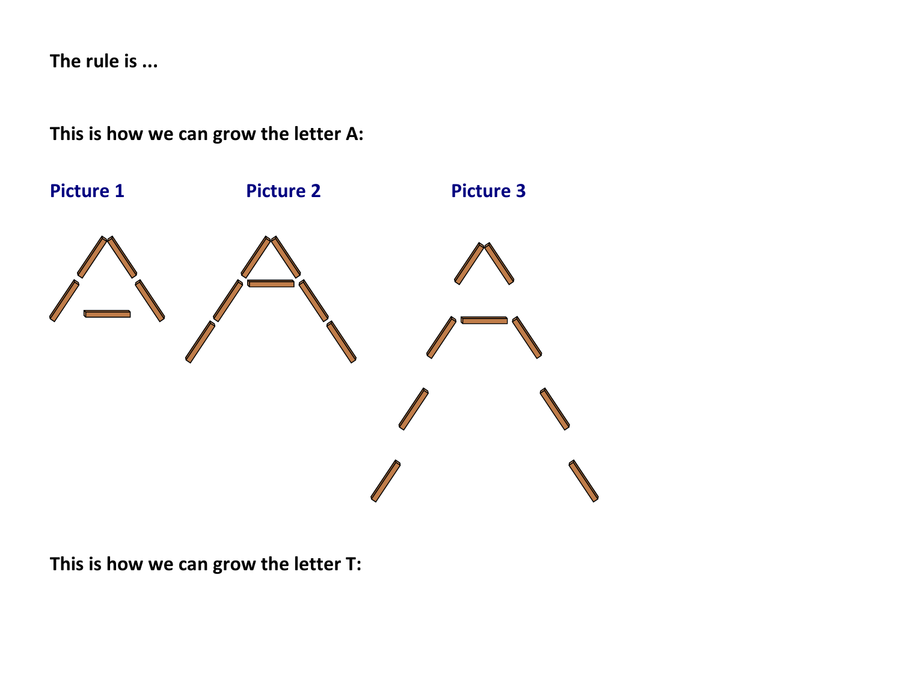**The rule is ...**

**This is how we can grow the letter A:**

**Picture 1** **Picture 2** **Picture 3**

**This is how we can grow the letter T:**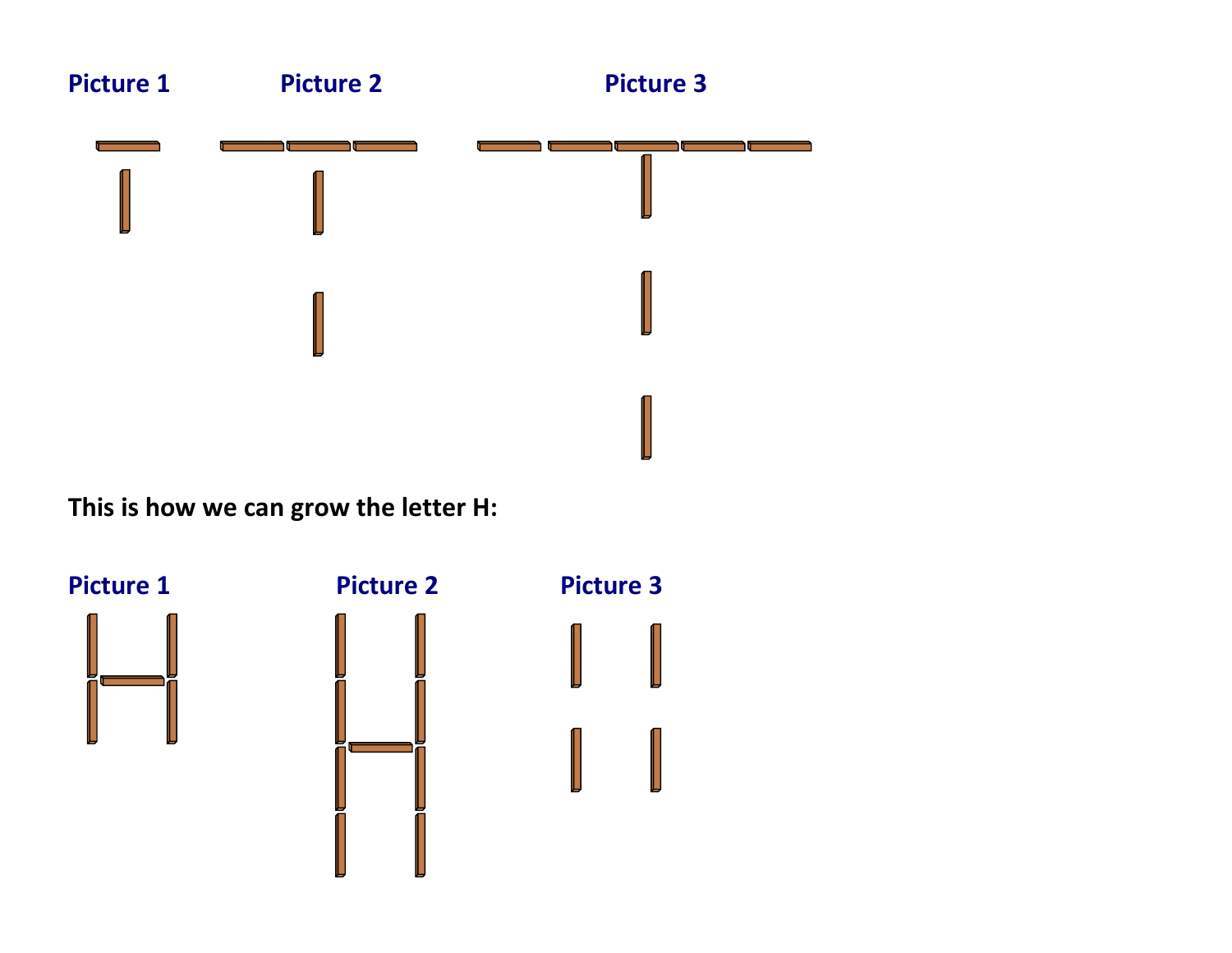**Picture 1** **Picture 2** **Picture 3**

**This is how we can grow the letter H:**

**Picture 1** **Picture 2** **Picture 3**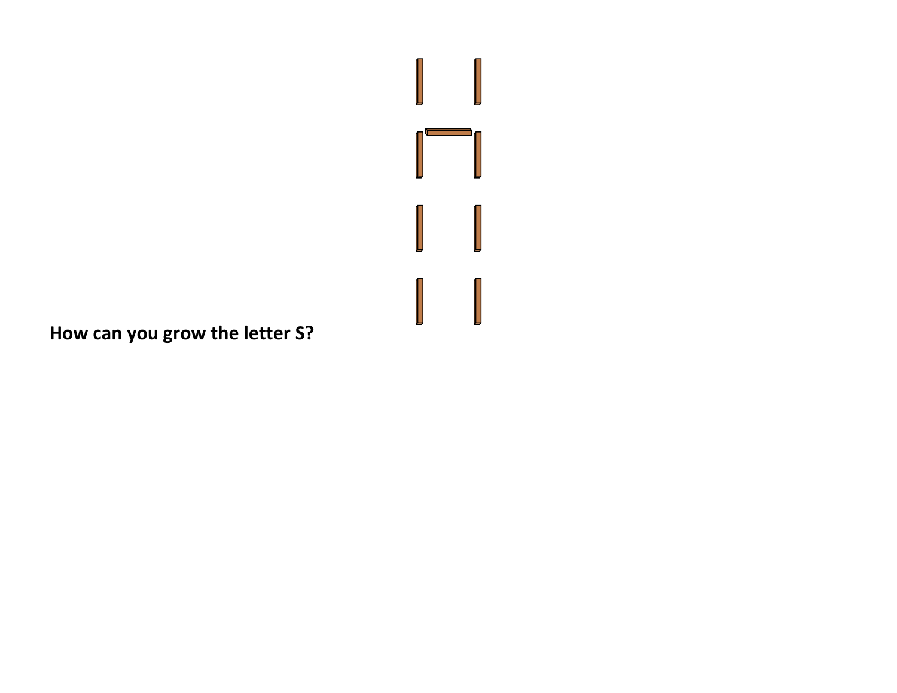**How can you grow the letter S?**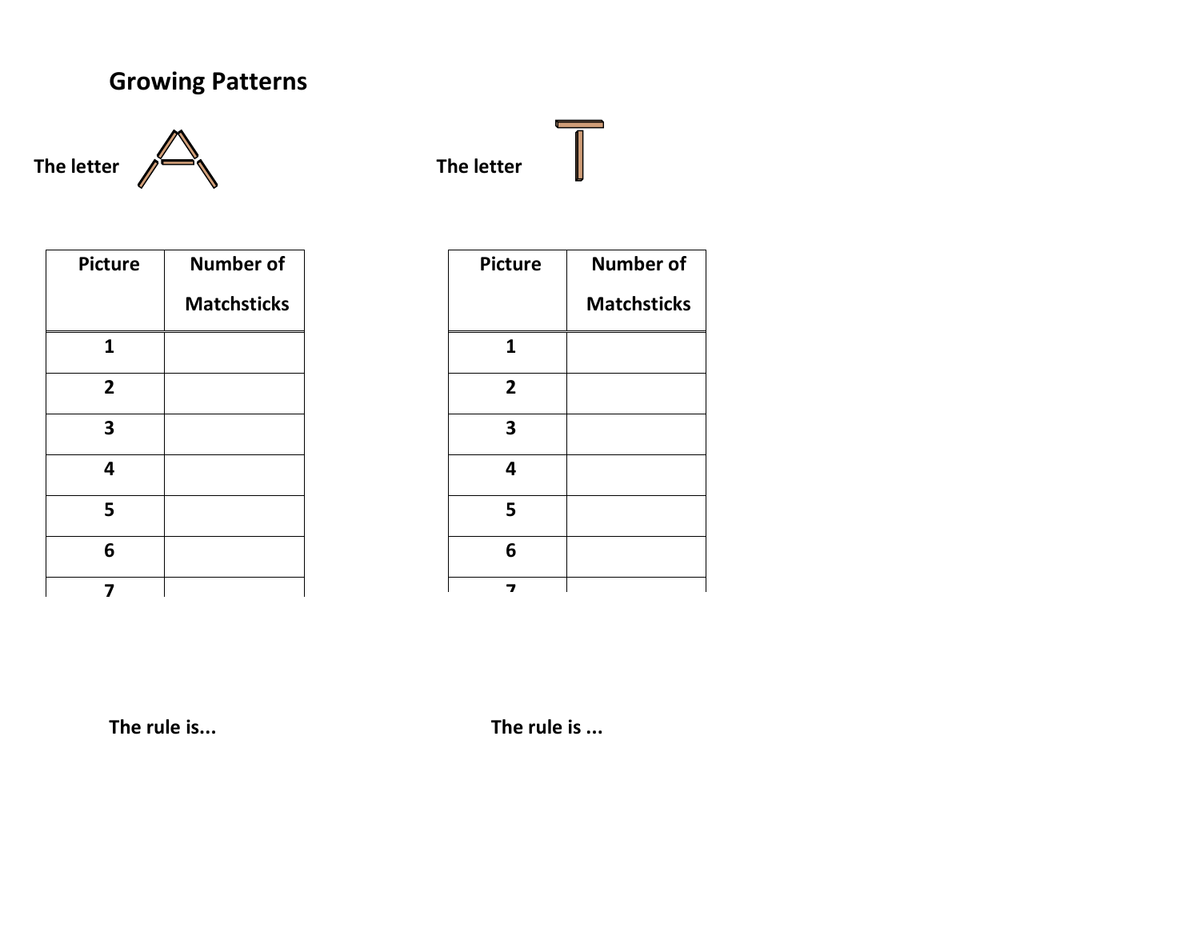## Growing Patterns

The letter A

| Picture | Number of Matchsticks |
|---|---|
| 1 | |
| 2 | |
| 3 | |
| 4 | |
| 5 | |
| 6 | |
| 7 | |

The rule is...

The letter T

| Picture | Number of Matchsticks |
|---|---|
| 1 | |
| 2 | |
| 3 | |
| 4 | |
| 5 | |
| 6 | |
| 7 | |

The rule is ...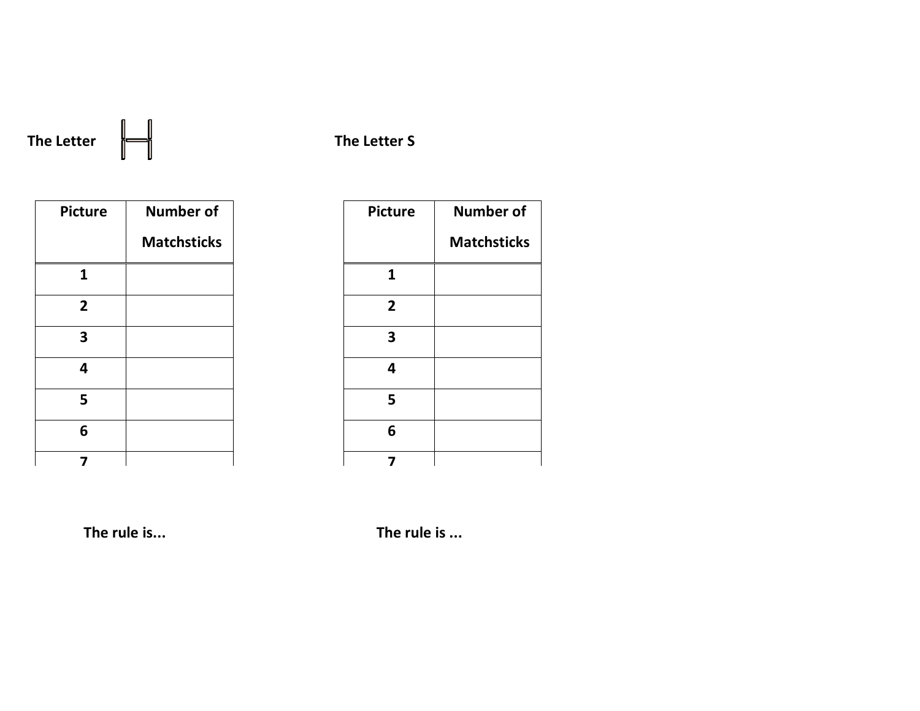**The Letter** H

| Picture | Number of Matchsticks |
|---|---|
| 1 | |
| 2 | |
| 3 | |
| 4 | |
| 5 | |
| 6 | |
| 7 | |

**The rule is...**

**The Letter S**

| Picture | Number of Matchsticks |
|---|---|
| 1 | |
| 2 | |
| 3 | |
| 4 | |
| 5 | |
| 6 | |
| 7 | |

**The rule is ...**